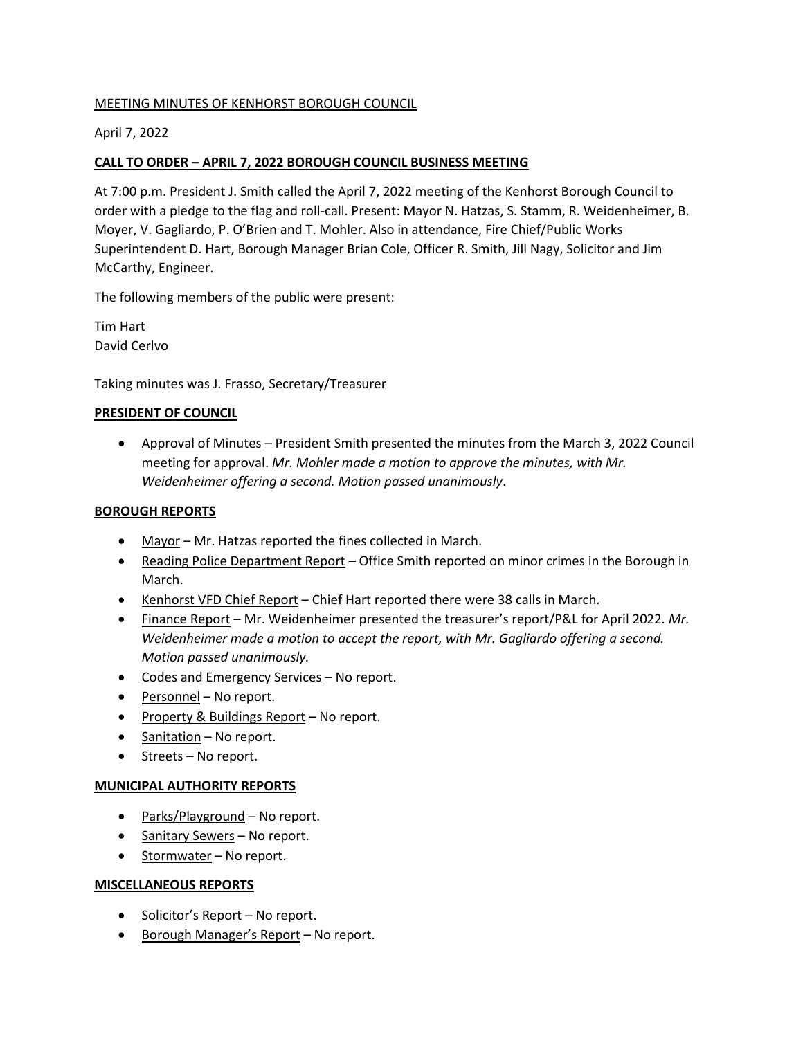MEETING MINUTES OF KENHORST BOROUGH COUNCIL

April 7, 2022

**CALL TO ORDER – APRIL 7, 2022 BOROUGH COUNCIL BUSINESS MEETING**

At 7:00 p.m. President J. Smith called the April 7, 2022 meeting of the Kenhorst Borough Council to order with a pledge to the flag and roll-call. Present: Mayor N. Hatzas, S. Stamm, R. Weidenheimer, B. Moyer, V. Gagliardo, P. O'Brien and T. Mohler. Also in attendance, Fire Chief/Public Works Superintendent D. Hart, Borough Manager Brian Cole, Officer R. Smith, Jill Nagy, Solicitor and Jim McCarthy, Engineer.

The following members of the public were present:

Tim Hart
David Cerlvo

Taking minutes was J. Frasso, Secretary/Treasurer

**PRESIDENT OF COUNCIL**

- Approval of Minutes – President Smith presented the minutes from the March 3, 2022 Council meeting for approval. *Mr. Mohler made a motion to approve the minutes, with Mr. Weidenheimer offering a second. Motion passed unanimously*.

**BOROUGH REPORTS**

- Mayor – Mr. Hatzas reported the fines collected in March.
- Reading Police Department Report – Office Smith reported on minor crimes in the Borough in March.
- Kenhorst VFD Chief Report – Chief Hart reported there were 38 calls in March.
- Finance Report – Mr. Weidenheimer presented the treasurer's report/P&L for April 2022. *Mr. Weidenheimer made a motion to accept the report, with Mr. Gagliardo offering a second. Motion passed unanimously.*
- Codes and Emergency Services – No report.
- Personnel – No report.
- Property & Buildings Report – No report.
- Sanitation – No report.
- Streets – No report.

**MUNICIPAL AUTHORITY REPORTS**

- Parks/Playground – No report.
- Sanitary Sewers – No report.
- Stormwater – No report.

**MISCELLANEOUS REPORTS**

- Solicitor's Report – No report.
- Borough Manager's Report – No report.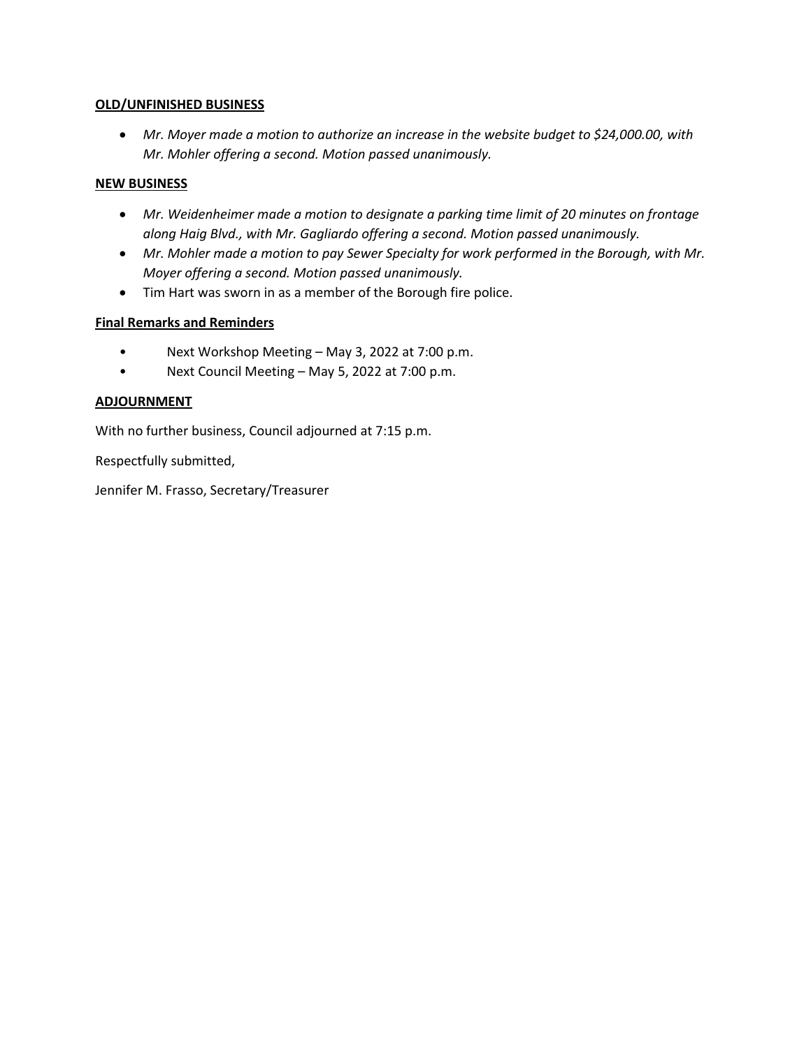**OLD/UNFINISHED BUSINESS**

- *Mr. Moyer made a motion to authorize an increase in the website budget to $24,000.00, with Mr. Mohler offering a second. Motion passed unanimously.*

**NEW BUSINESS**

- *Mr. Weidenheimer made a motion to designate a parking time limit of 20 minutes on frontage along Haig Blvd., with Mr. Gagliardo offering a second. Motion passed unanimously.*
- *Mr. Mohler made a motion to pay Sewer Specialty for work performed in the Borough, with Mr. Moyer offering a second. Motion passed unanimously.*
- Tim Hart was sworn in as a member of the Borough fire police.

**Final Remarks and Reminders**

- Next Workshop Meeting – May 3, 2022 at 7:00 p.m.
- Next Council Meeting – May 5, 2022 at 7:00 p.m.

**ADJOURNMENT**

With no further business, Council adjourned at 7:15 p.m.

Respectfully submitted,

Jennifer M. Frasso, Secretary/Treasurer